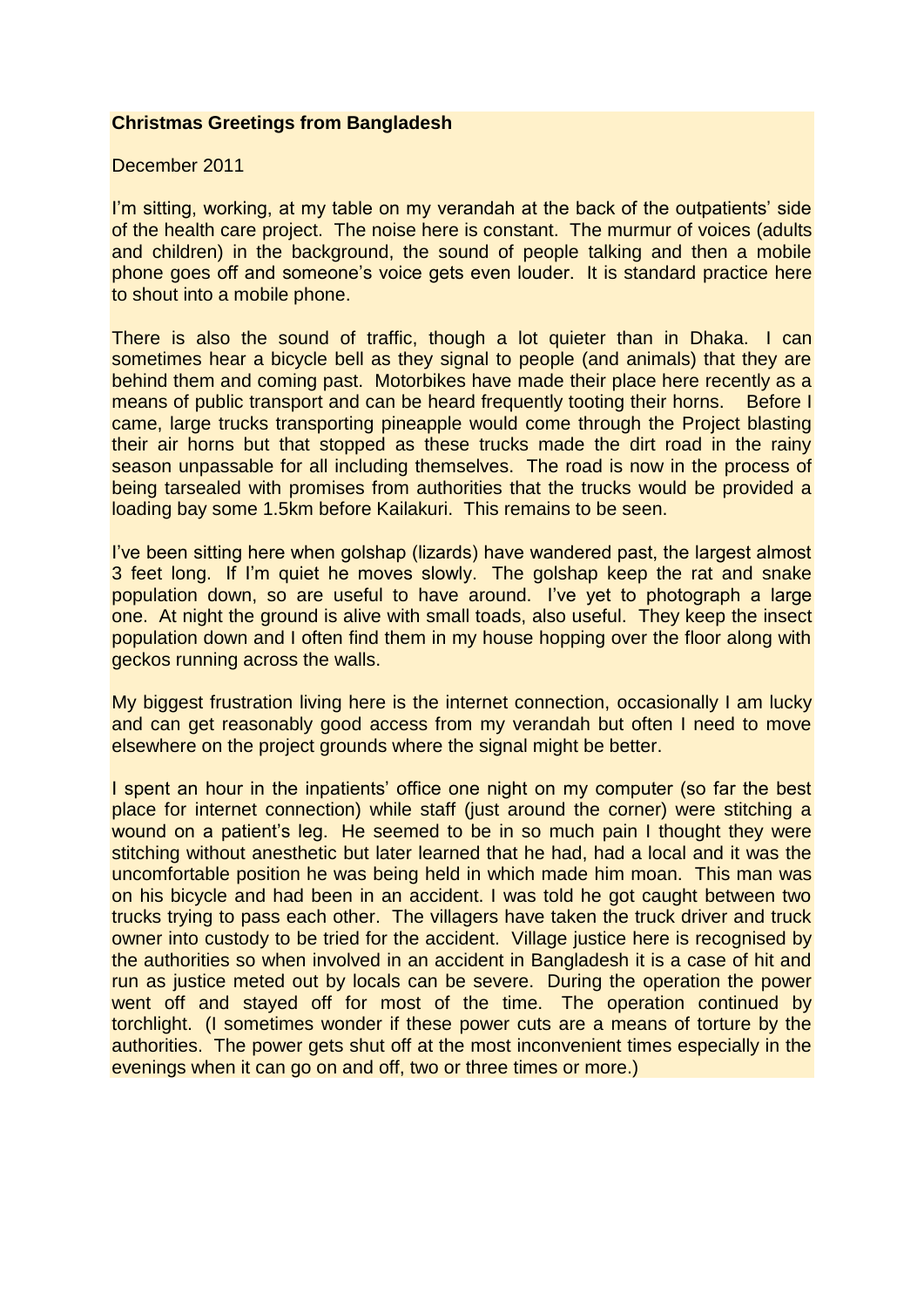**Christmas Greetings from Bangladesh**

December 2011

I'm sitting, working, at my table on my verandah at the back of the outpatients' side of the health care project. The noise here is constant. The murmur of voices (adults and children) in the background, the sound of people talking and then a mobile phone goes off and someone's voice gets even louder. It is standard practice here to shout into a mobile phone.

There is also the sound of traffic, though a lot quieter than in Dhaka. I can sometimes hear a bicycle bell as they signal to people (and animals) that they are behind them and coming past. Motorbikes have made their place here recently as a means of public transport and can be heard frequently tooting their horns. Before I came, large trucks transporting pineapple would come through the Project blasting their air horns but that stopped as these trucks made the dirt road in the rainy season unpassable for all including themselves. The road is now in the process of being tarsealed with promises from authorities that the trucks would be provided a loading bay some 1.5km before Kailakuri. This remains to be seen.

I've been sitting here when golshap (lizards) have wandered past, the largest almost 3 feet long. If I'm quiet he moves slowly. The golshap keep the rat and snake population down, so are useful to have around. I've yet to photograph a large one. At night the ground is alive with small toads, also useful. They keep the insect population down and I often find them in my house hopping over the floor along with geckos running across the walls.

My biggest frustration living here is the internet connection, occasionally I am lucky and can get reasonably good access from my verandah but often I need to move elsewhere on the project grounds where the signal might be better.

I spent an hour in the inpatients' office one night on my computer (so far the best place for internet connection) while staff (just around the corner) were stitching a wound on a patient's leg. He seemed to be in so much pain I thought they were stitching without anesthetic but later learned that he had, had a local and it was the uncomfortable position he was being held in which made him moan. This man was on his bicycle and had been in an accident. I was told he got caught between two trucks trying to pass each other. The villagers have taken the truck driver and truck owner into custody to be tried for the accident. Village justice here is recognised by the authorities so when involved in an accident in Bangladesh it is a case of hit and run as justice meted out by locals can be severe. During the operation the power went off and stayed off for most of the time. The operation continued by torchlight. (I sometimes wonder if these power cuts are a means of torture by the authorities. The power gets shut off at the most inconvenient times especially in the evenings when it can go on and off, two or three times or more.)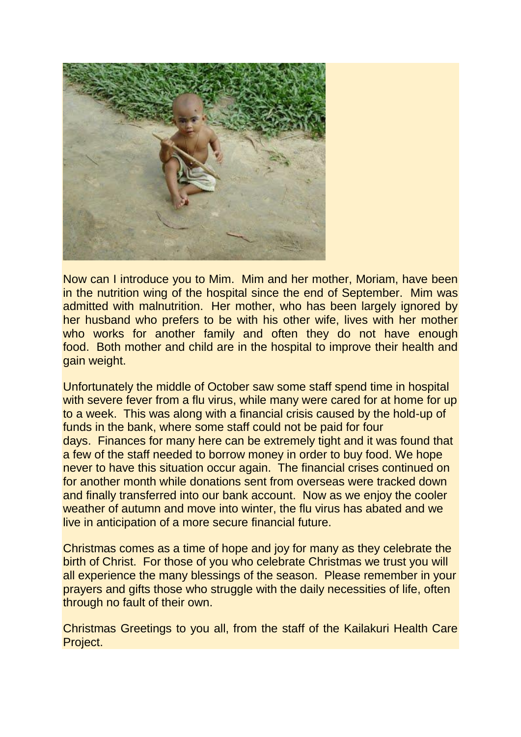Now can I introduce you to Mim.  Mim and her mother, Moriam, have been in the nutrition wing of the hospital since the end of September.  Mim was admitted with malnutrition.  Her mother, who has been largely ignored by her husband who prefers to be with his other wife, lives with her mother who works for another family and often they do not have enough food.  Both mother and child are in the hospital to improve their health and gain weight.

Unfortunately the middle of October saw some staff spend time in hospital with severe fever from a flu virus, while many were cared for at home for up to a week.  This was along with a financial crisis caused by the hold-up of funds in the bank, where some staff could not be paid for four days.  Finances for many here can be extremely tight and it was found that a few of the staff needed to borrow money in order to buy food. We hope never to have this situation occur again.  The financial crises continued on for another month while donations sent from overseas were tracked down and finally transferred into our bank account.  Now as we enjoy the cooler weather of autumn and move into winter, the flu virus has abated and we live in anticipation of a more secure financial future.

Christmas comes as a time of hope and joy for many as they celebrate the birth of Christ.  For those of you who celebrate Christmas we trust you will all experience the many blessings of the season.  Please remember in your prayers and gifts those who struggle with the daily necessities of life, often through no fault of their own.

Christmas Greetings to you all, from the staff of the Kailakuri Health Care Project.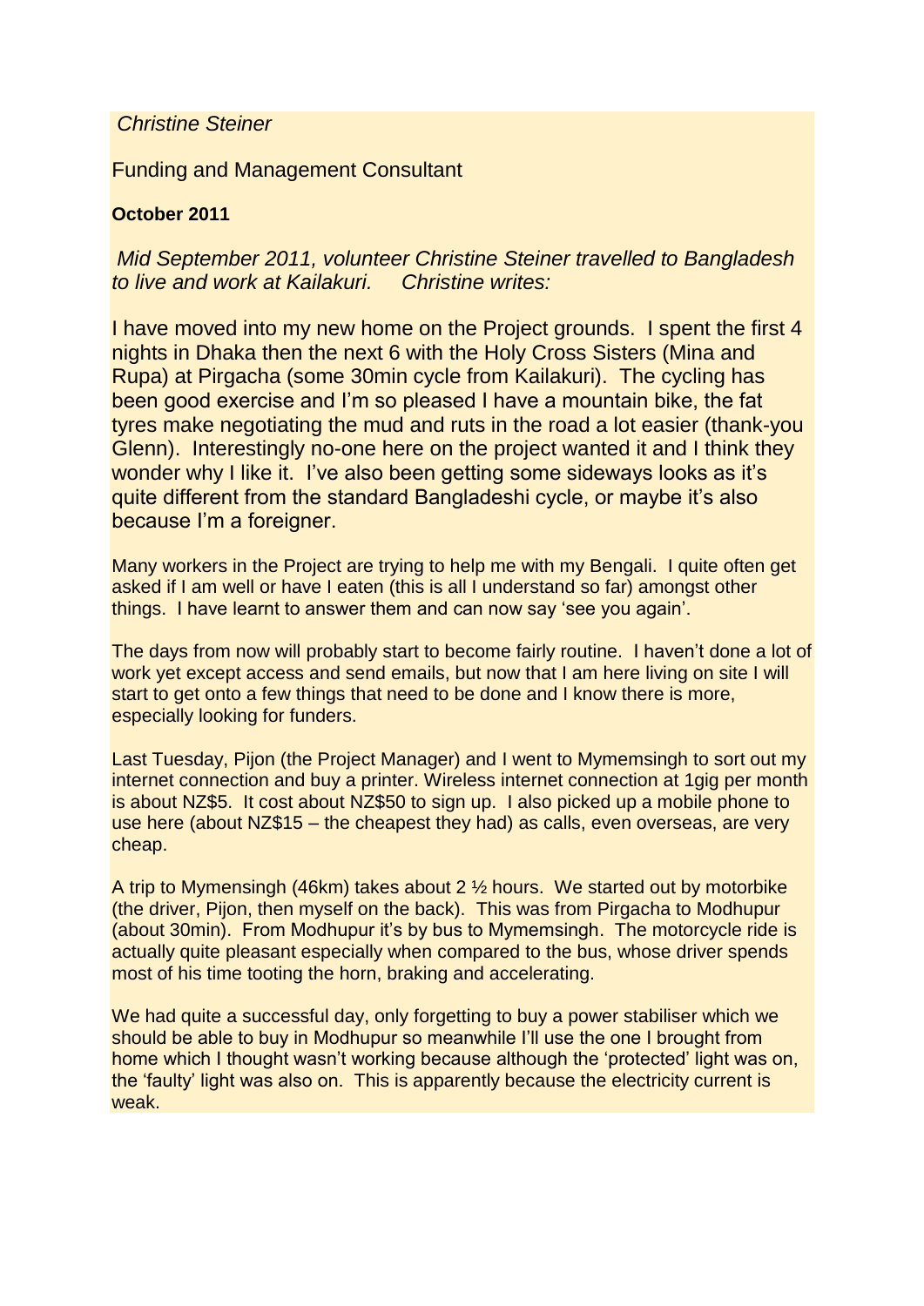*Christine Steiner*

Funding and Management Consultant

**October 2011**

*Mid September 2011, volunteer Christine Steiner travelled to Bangladesh to live and work at Kailakuri. Christine writes:*

I have moved into my new home on the Project grounds. I spent the first 4 nights in Dhaka then the next 6 with the Holy Cross Sisters (Mina and Rupa) at Pirgacha (some 30min cycle from Kailakuri). The cycling has been good exercise and I'm so pleased I have a mountain bike, the fat tyres make negotiating the mud and ruts in the road a lot easier (thank-you Glenn). Interestingly no-one here on the project wanted it and I think they wonder why I like it. I've also been getting some sideways looks as it's quite different from the standard Bangladeshi cycle, or maybe it's also because I'm a foreigner.

Many workers in the Project are trying to help me with my Bengali. I quite often get asked if I am well or have I eaten (this is all I understand so far) amongst other things. I have learnt to answer them and can now say 'see you again'.

The days from now will probably start to become fairly routine. I haven't done a lot of work yet except access and send emails, but now that I am here living on site I will start to get onto a few things that need to be done and I know there is more, especially looking for funders.

Last Tuesday, Pijon (the Project Manager) and I went to Mymemsingh to sort out my internet connection and buy a printer. Wireless internet connection at 1gig per month is about NZ$5. It cost about NZ$50 to sign up. I also picked up a mobile phone to use here (about NZ$15 – the cheapest they had) as calls, even overseas, are very cheap.

A trip to Mymensingh (46km) takes about 2 ½ hours. We started out by motorbike (the driver, Pijon, then myself on the back). This was from Pirgacha to Modhupur (about 30min). From Modhupur it's by bus to Mymemsingh. The motorcycle ride is actually quite pleasant especially when compared to the bus, whose driver spends most of his time tooting the horn, braking and accelerating.

We had quite a successful day, only forgetting to buy a power stabiliser which we should be able to buy in Modhupur so meanwhile I'll use the one I brought from home which I thought wasn't working because although the 'protected' light was on, the 'faulty' light was also on. This is apparently because the electricity current is weak.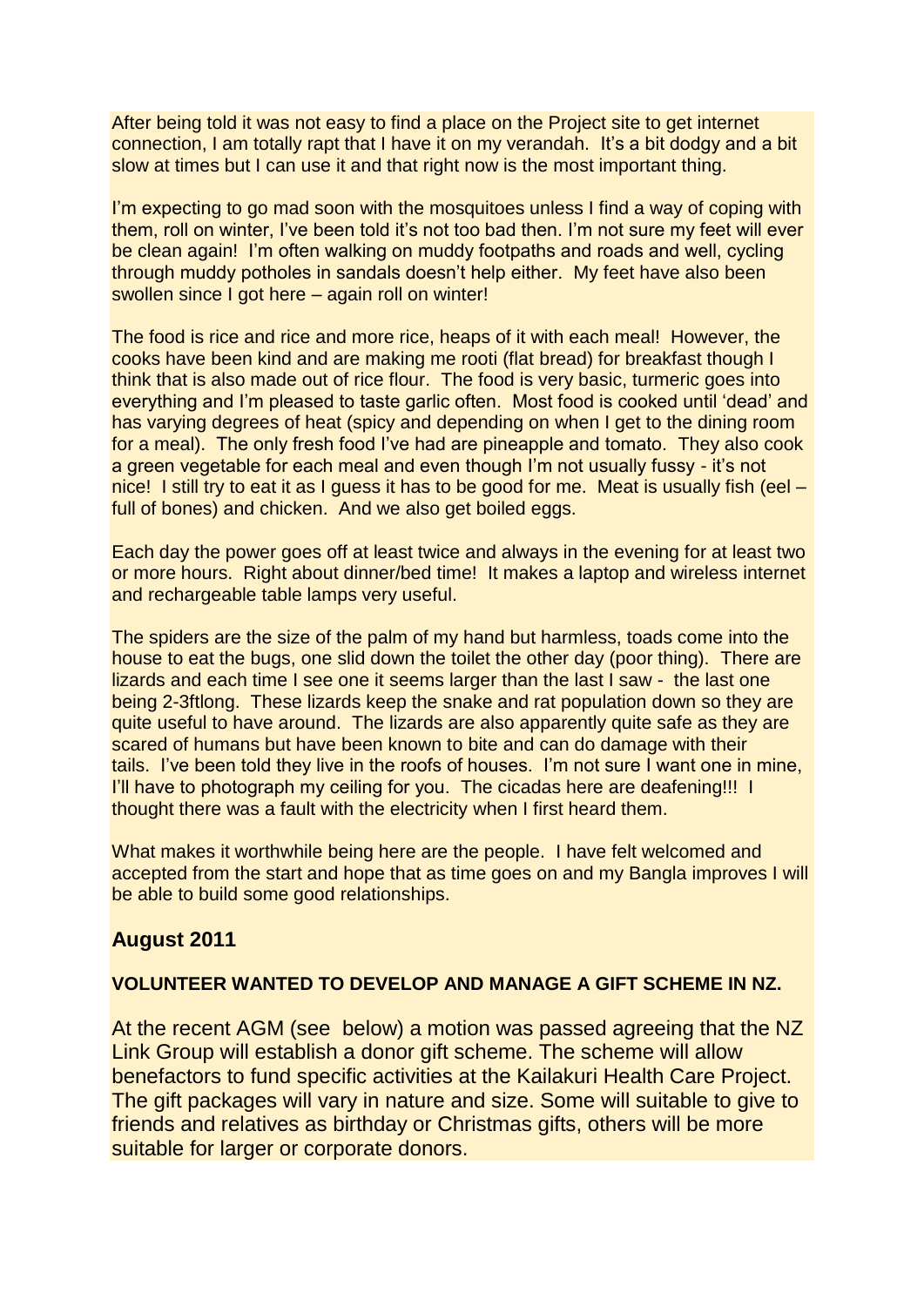After being told it was not easy to find a place on the Project site to get internet connection, I am totally rapt that I have it on my verandah. It's a bit dodgy and a bit slow at times but I can use it and that right now is the most important thing.

I'm expecting to go mad soon with the mosquitoes unless I find a way of coping with them, roll on winter, I've been told it's not too bad then. I'm not sure my feet will ever be clean again! I'm often walking on muddy footpaths and roads and well, cycling through muddy potholes in sandals doesn't help either. My feet have also been swollen since I got here – again roll on winter!

The food is rice and rice and more rice, heaps of it with each meal! However, the cooks have been kind and are making me rooti (flat bread) for breakfast though I think that is also made out of rice flour. The food is very basic, turmeric goes into everything and I'm pleased to taste garlic often. Most food is cooked until 'dead' and has varying degrees of heat (spicy and depending on when I get to the dining room for a meal). The only fresh food I've had are pineapple and tomato. They also cook a green vegetable for each meal and even though I'm not usually fussy - it's not nice! I still try to eat it as I guess it has to be good for me. Meat is usually fish (eel – full of bones) and chicken. And we also get boiled eggs.

Each day the power goes off at least twice and always in the evening for at least two or more hours. Right about dinner/bed time! It makes a laptop and wireless internet and rechargeable table lamps very useful.

The spiders are the size of the palm of my hand but harmless, toads come into the house to eat the bugs, one slid down the toilet the other day (poor thing). There are lizards and each time I see one it seems larger than the last I saw - the last one being 2-3ftlong. These lizards keep the snake and rat population down so they are quite useful to have around. The lizards are also apparently quite safe as they are scared of humans but have been known to bite and can do damage with their tails. I've been told they live in the roofs of houses. I'm not sure I want one in mine, I'll have to photograph my ceiling for you. The cicadas here are deafening!!! I thought there was a fault with the electricity when I first heard them.

What makes it worthwhile being here are the people. I have felt welcomed and accepted from the start and hope that as time goes on and my Bangla improves I will be able to build some good relationships.

## August 2011

**VOLUNTEER WANTED TO DEVELOP AND MANAGE A GIFT SCHEME IN NZ.**

At the recent AGM (see below) a motion was passed agreeing that the NZ Link Group will establish a donor gift scheme. The scheme will allow benefactors to fund specific activities at the Kailakuri Health Care Project. The gift packages will vary in nature and size. Some will suitable to give to friends and relatives as birthday or Christmas gifts, others will be more suitable for larger or corporate donors.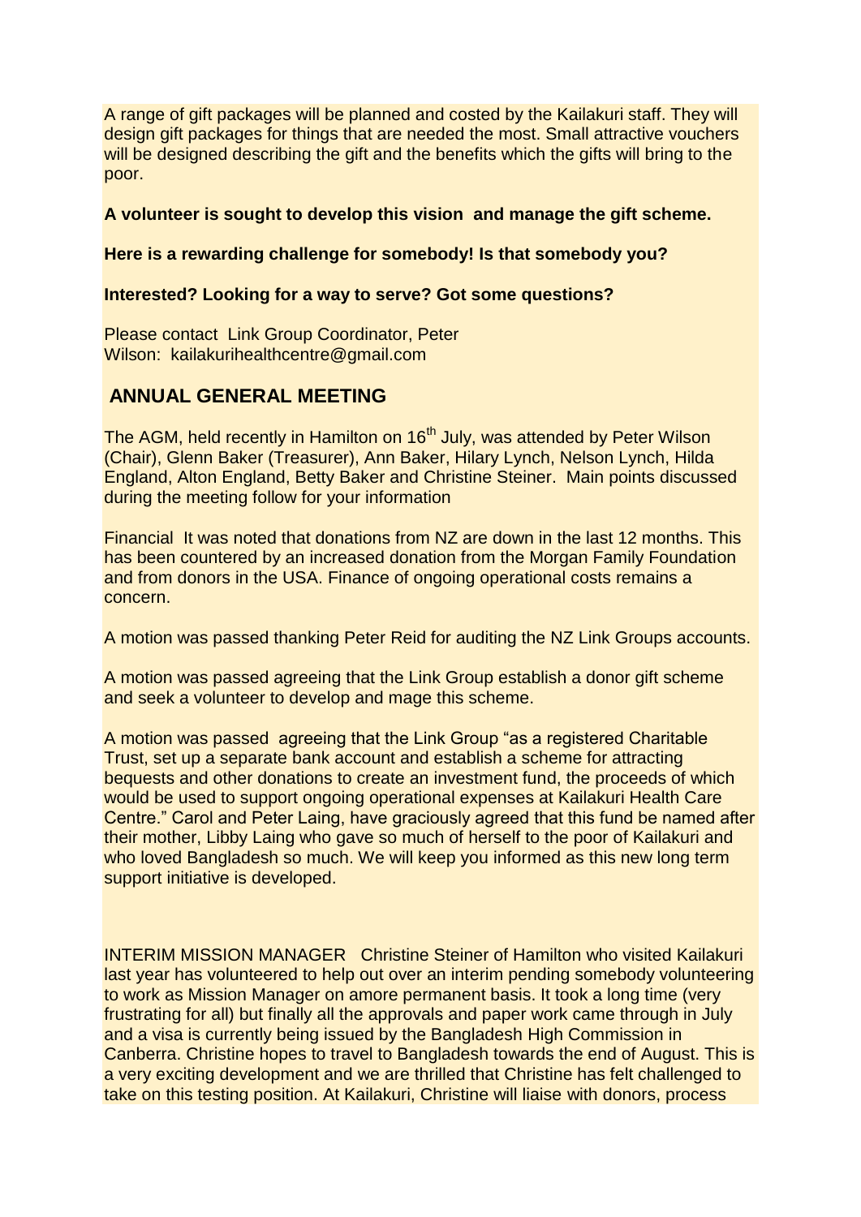A range of gift packages will be planned and costed by the Kailakuri staff. They will design gift packages for things that are needed the most. Small attractive vouchers will be designed describing the gift and the benefits which the gifts will bring to the poor.

**A volunteer is sought to develop this vision and manage the gift scheme.**

**Here is a rewarding challenge for somebody! Is that somebody you?**

**Interested? Looking for a way to serve? Got some questions?**

Please contact Link Group Coordinator, Peter Wilson: kailakurihealthcentre@gmail.com

## ANNUAL GENERAL MEETING

The AGM, held recently in Hamilton on 16th July, was attended by Peter Wilson (Chair), Glenn Baker (Treasurer), Ann Baker, Hilary Lynch, Nelson Lynch, Hilda England, Alton England, Betty Baker and Christine Steiner. Main points discussed during the meeting follow for your information

Financial It was noted that donations from NZ are down in the last 12 months. This has been countered by an increased donation from the Morgan Family Foundation and from donors in the USA. Finance of ongoing operational costs remains a concern.

A motion was passed thanking Peter Reid for auditing the NZ Link Groups accounts.

A motion was passed agreeing that the Link Group establish a donor gift scheme and seek a volunteer to develop and mage this scheme.

A motion was passed agreeing that the Link Group "as a registered Charitable Trust, set up a separate bank account and establish a scheme for attracting bequests and other donations to create an investment fund, the proceeds of which would be used to support ongoing operational expenses at Kailakuri Health Care Centre." Carol and Peter Laing, have graciously agreed that this fund be named after their mother, Libby Laing who gave so much of herself to the poor of Kailakuri and who loved Bangladesh so much. We will keep you informed as this new long term support initiative is developed.

INTERIM MISSION MANAGER Christine Steiner of Hamilton who visited Kailakuri last year has volunteered to help out over an interim pending somebody volunteering to work as Mission Manager on amore permanent basis. It took a long time (very frustrating for all) but finally all the approvals and paper work came through in July and a visa is currently being issued by the Bangladesh High Commission in Canberra. Christine hopes to travel to Bangladesh towards the end of August. This is a very exciting development and we are thrilled that Christine has felt challenged to take on this testing position. At Kailakuri, Christine will liaise with donors, process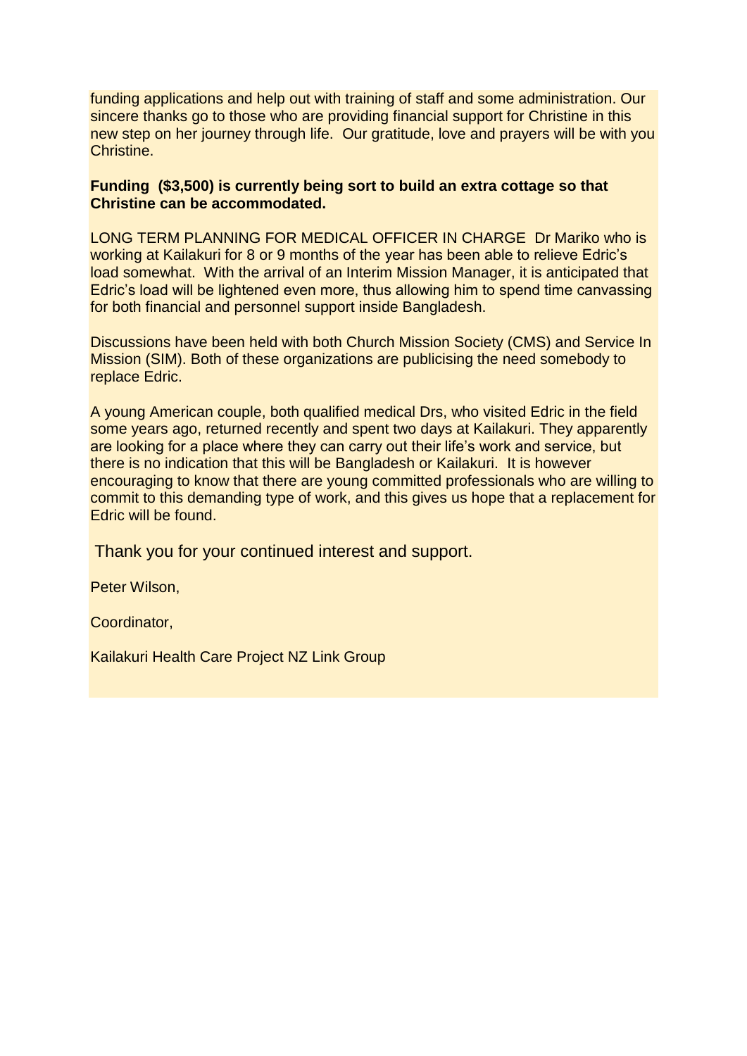funding applications and help out with training of staff and some administration. Our sincere thanks go to those who are providing financial support for Christine in this new step on her journey through life. Our gratitude, love and prayers will be with you Christine.

**Funding ($3,500) is currently being sort to build an extra cottage so that Christine can be accommodated.**

LONG TERM PLANNING FOR MEDICAL OFFICER IN CHARGE Dr Mariko who is working at Kailakuri for 8 or 9 months of the year has been able to relieve Edric's load somewhat. With the arrival of an Interim Mission Manager, it is anticipated that Edric's load will be lightened even more, thus allowing him to spend time canvassing for both financial and personnel support inside Bangladesh.

Discussions have been held with both Church Mission Society (CMS) and Service In Mission (SIM). Both of these organizations are publicising the need somebody to replace Edric.

A young American couple, both qualified medical Drs, who visited Edric in the field some years ago, returned recently and spent two days at Kailakuri. They apparently are looking for a place where they can carry out their life's work and service, but there is no indication that this will be Bangladesh or Kailakuri. It is however encouraging to know that there are young committed professionals who are willing to commit to this demanding type of work, and this gives us hope that a replacement for Edric will be found.

Thank you for your continued interest and support.

Peter Wilson,

Coordinator,

Kailakuri Health Care Project NZ Link Group